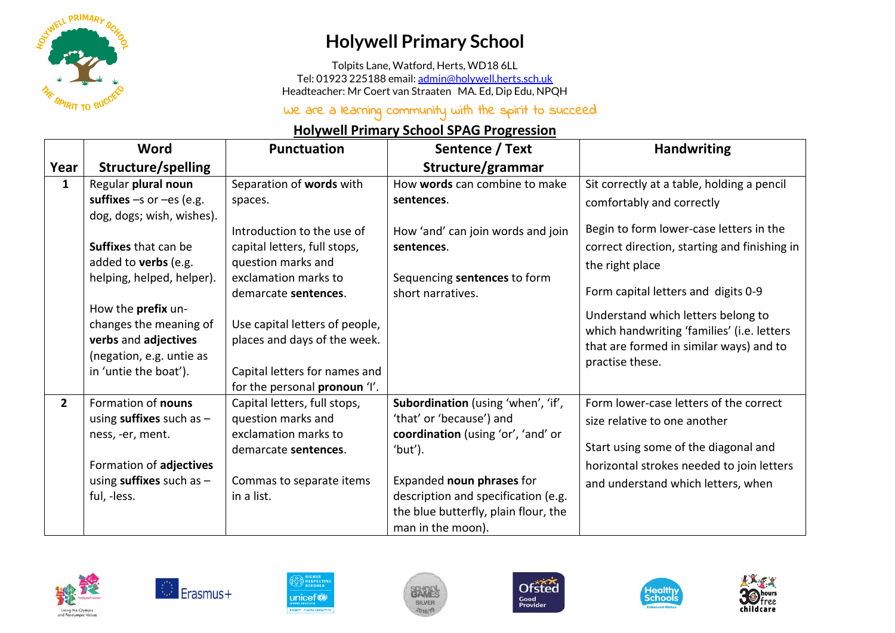# Holywell Primary School

Tolpits Lane, Watford, Herts, WD18 6LL
Tel: 01923 225188 email: admin@holywell.herts.sch.uk
Headteacher: Mr Coert van Straaten MA. Ed, Dip Edu, NPQH

*we are a learning community with the spirit to succeed*

## Holywell Primary School SPAG Progression

| Year | Word Structure/spelling | Punctuation | Sentence / Text Structure/grammar | Handwriting |
|---|---|---|---|---|
| **1** | Regular **plural noun suffixes** –s or –es (e.g. dog, dogs; wish, wishes).<br><br>**Suffixes** that can be added to **verbs** (e.g. helping, helped, helper).<br><br>How the **prefix** un- changes the meaning of **verbs** and **adjectives** (negation, e.g. untie as in 'untie the boat'). | Separation of **words** with spaces.<br><br>Introduction to the use of capital letters, full stops, question marks and exclamation marks to demarcate **sentences**.<br><br>Use capital letters of people, places and days of the week.<br><br>Capital letters for names and for the personal **pronoun** 'I'. | How **words** can combine to make **sentences**.<br><br>How 'and' can join words and join **sentences**.<br><br>Sequencing **sentences** to form short narratives. | Sit correctly at a table, holding a pencil comfortably and correctly<br><br>Begin to form lower-case letters in the correct direction, starting and finishing in the right place<br><br>Form capital letters and digits 0-9<br><br>Understand which letters belong to which handwriting 'families' (i.e. letters that are formed in similar ways) and to practise these. |
| **2** | Formation of **nouns** using **suffixes** such as –ness, -er, ment.<br><br>Formation of **adjectives** using **suffixes** such as –ful, -less. | Capital letters, full stops, question marks and exclamation marks to demarcate **sentences**.<br><br>Commas to separate items in a list. | **Subordination** (using 'when', 'if', 'that' or 'because') and **coordination** (using 'or', 'and' or 'but').<br><br>Expanded **noun phrases** for description and specification (e.g. the blue butterfly, plain flour, the man in the moon). | Form lower-case letters of the correct size relative to one another<br><br>Start using some of the diagonal and horizontal strokes needed to join letters and understand which letters, when |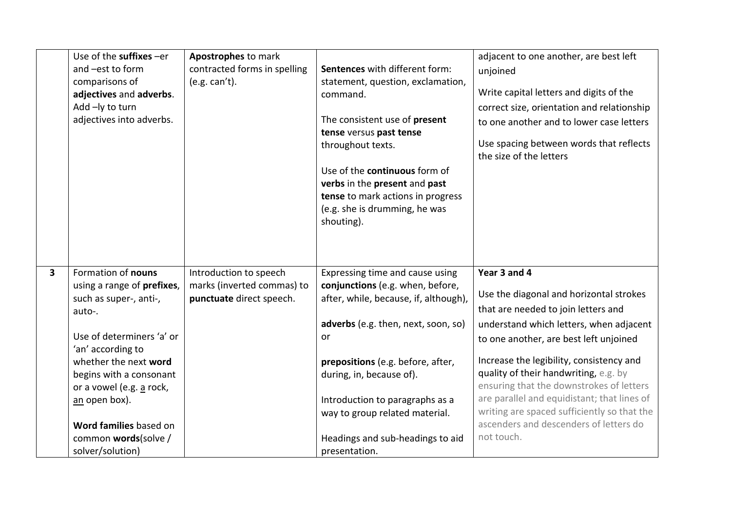| | | | | |
|---|---|---|---|---|
| | Use of the **suffixes** –er and –est to form comparisons of **adjectives** and **adverbs**. Add –ly to turn adjectives into adverbs. | **Apostrophes** to mark contracted forms in spelling (e.g. can't). | **Sentences** with different form: statement, question, exclamation, command.<br><br>The consistent use of **present tense** versus **past tense** throughout texts.<br><br>Use of the **continuous** form of **verbs** in the **present** and **past tense** to mark actions in progress (e.g. she is drumming, he was shouting). | adjacent to one another, are best left unjoined<br><br>Write capital letters and digits of the correct size, orientation and relationship to one another and to lower case letters<br><br>Use spacing between words that reflects the size of the letters |
| **3** | Formation of **nouns** using a range of **prefixes**, such as super-, anti-, auto-.<br><br>Use of determiners 'a' or 'an' according to whether the next **word** begins with a consonant or a vowel (e.g. <u>a</u> rock, <u>an</u> open box).<br><br>**Word families** based on common **words**(solve / solver/solution) | Introduction to speech marks (inverted commas) to **punctuate** direct speech. | Expressing time and cause using **conjunctions** (e.g. when, before, after, while, because, if, although),<br><br>**adverbs** (e.g. then, next, soon, so) or<br><br>**prepositions** (e.g. before, after, during, in, because of).<br><br>Introduction to paragraphs as a way to group related material.<br><br>Headings and sub-headings to aid presentation. | **Year 3 and 4**<br><br>Use the diagonal and horizontal strokes that are needed to join letters and understand which letters, when adjacent to one another, are best left unjoined<br><br>Increase the legibility, consistency and quality of their handwriting, e.g. by ensuring that the downstrokes of letters are parallel and equidistant; that lines of writing are spaced sufficiently so that the ascenders and descenders of letters do not touch. |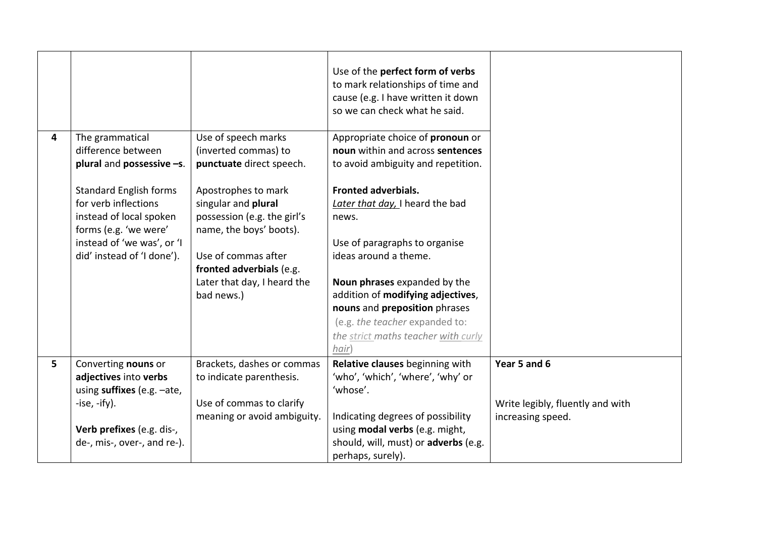| | | | | |
|---|---|---|---|---|
| | | | Use of the **perfect form of verbs** to mark relationships of time and cause (e.g. I have written it down so we can check what he said. | |
| **4** | The grammatical difference between **plural** and **possessive –s**.<br><br>Standard English forms for verb inflections instead of local spoken forms (e.g. 'we were' instead of 'we was', or 'I did' instead of 'I done'). | Use of speech marks (inverted commas) to **punctuate** direct speech.<br><br>Apostrophes to mark singular and **plural** possession (e.g. the girl's name, the boys' boots).<br><br>Use of commas after **fronted adverbials** (e.g. Later that day, I heard the bad news.) | Appropriate choice of **pronoun** or **noun** within and across **sentences** to avoid ambiguity and repetition.<br><br>**Fronted adverbials.**<br>*Later that day,* I heard the bad news.<br><br>Use of paragraphs to organise ideas around a theme.<br><br>**Noun phrases** expanded by the addition of **modifying adjectives**, **nouns** and **preposition** phrases (e.g. *the teacher* expanded to: *the strict maths teacher with curly hair*) | |
| **5** | Converting **nouns** or **adjectives** into **verbs** using **suffixes** (e.g. –ate, -ise, -ify).<br><br>**Verb prefixes** (e.g. dis-, de-, mis-, over-, and re-). | Brackets, dashes or commas to indicate parenthesis.<br><br>Use of commas to clarify meaning or avoid ambiguity. | **Relative clauses** beginning with 'who', 'which', 'where', 'why' or 'whose'.<br><br>Indicating degrees of possibility using **modal verbs** (e.g. might, should, will, must) or **adverbs** (e.g. perhaps, surely). | **Year 5 and 6**<br><br>Write legibly, fluently and with increasing speed. |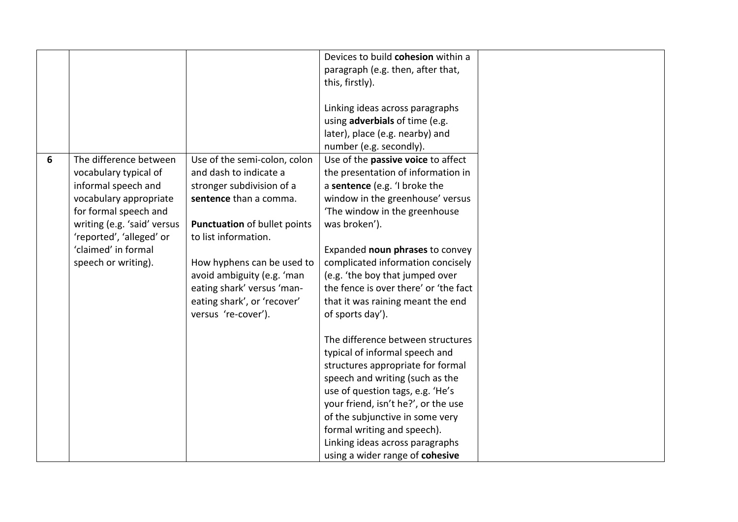| | | | | |
|---|---|---|---|---|
| | | | Devices to build **cohesion** within a paragraph (e.g. then, after that, this, firstly).<br><br>Linking ideas across paragraphs using **adverbials** of time (e.g. later), place (e.g. nearby) and number (e.g. secondly). | |
| **6** | The difference between vocabulary typical of informal speech and vocabulary appropriate for formal speech and writing (e.g. 'said' versus 'reported', 'alleged' or 'claimed' in formal speech or writing). | Use of the semi-colon, colon and dash to indicate a stronger subdivision of a **sentence** than a comma.<br><br>**Punctuation** of bullet points to list information.<br><br>How hyphens can be used to avoid ambiguity (e.g. 'man eating shark' versus 'man-eating shark', or 'recover' versus 're-cover'). | Use of the **passive voice** to affect the presentation of information in a **sentence** (e.g. 'I broke the window in the greenhouse' versus 'The window in the greenhouse was broken').<br><br>Expanded **noun phrases** to convey complicated information concisely (e.g. 'the boy that jumped over the fence is over there' or 'the fact that it was raining meant the end of sports day').<br><br>The difference between structures typical of informal speech and structures appropriate for formal speech and writing (such as the use of question tags, e.g. 'He's your friend, isn't he?', or the use of the subjunctive in some very formal writing and speech).<br>Linking ideas across paragraphs using a wider range of **cohesive** | |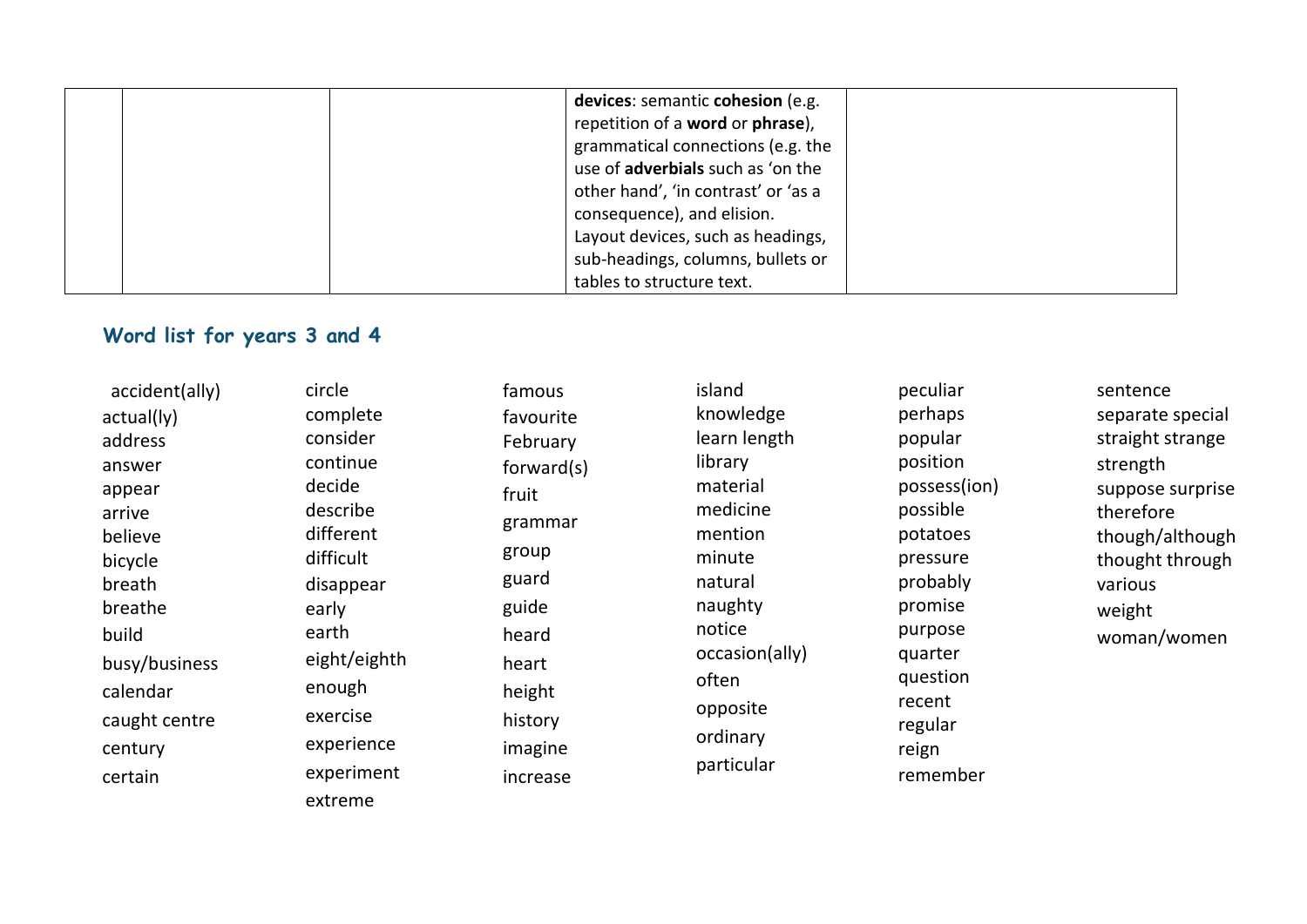| | | | **devices**: semantic **cohesion** (e.g. repetition of a **word** or **phrase**), grammatical connections (e.g. the use of **adverbials** such as 'on the other hand', 'in contrast' or 'as a consequence), and elision. Layout devices, such as headings, sub-headings, columns, bullets or tables to structure text. | |
|---|---|---|---|---|

## Word list for years 3 and 4

accident(ally)
actual(ly)
address
answer
appear
arrive
believe
bicycle
breath
breathe
build
busy/business
calendar
caught centre
century
certain

circle
complete
consider
continue
decide
describe
different
difficult
disappear
early
earth
eight/eighth
enough
exercise
experience
experiment
extreme

famous
favourite
February
forward(s)
fruit
grammar
group
guard
guide
heard
heart
height
history
imagine
increase

island
knowledge
learn length
library
material
medicine
mention
minute
natural
naughty
notice
occasion(ally)
often
opposite
ordinary
particular

peculiar
perhaps
popular
position
possess(ion)
possible
potatoes
pressure
probably
promise
purpose
quarter
question
recent
regular
reign
remember

sentence
separate special
straight strange
strength
suppose surprise
therefore
though/although
thought through
various
weight
woman/women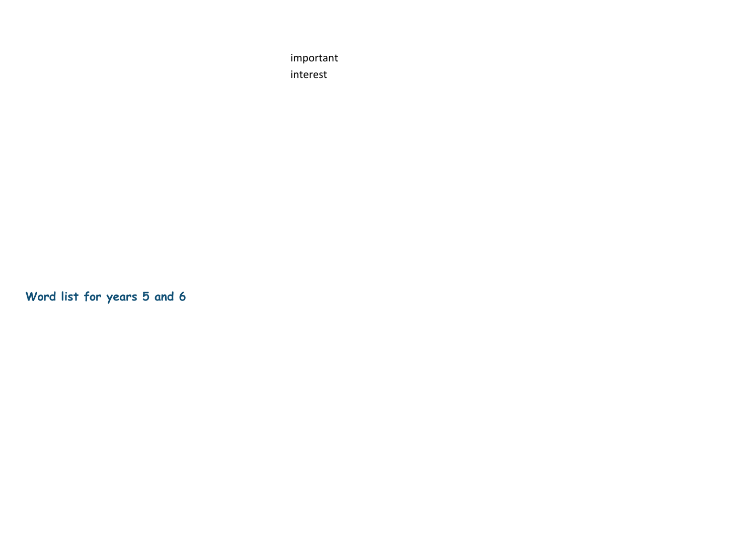important
interest

## Word list for years 5 and 6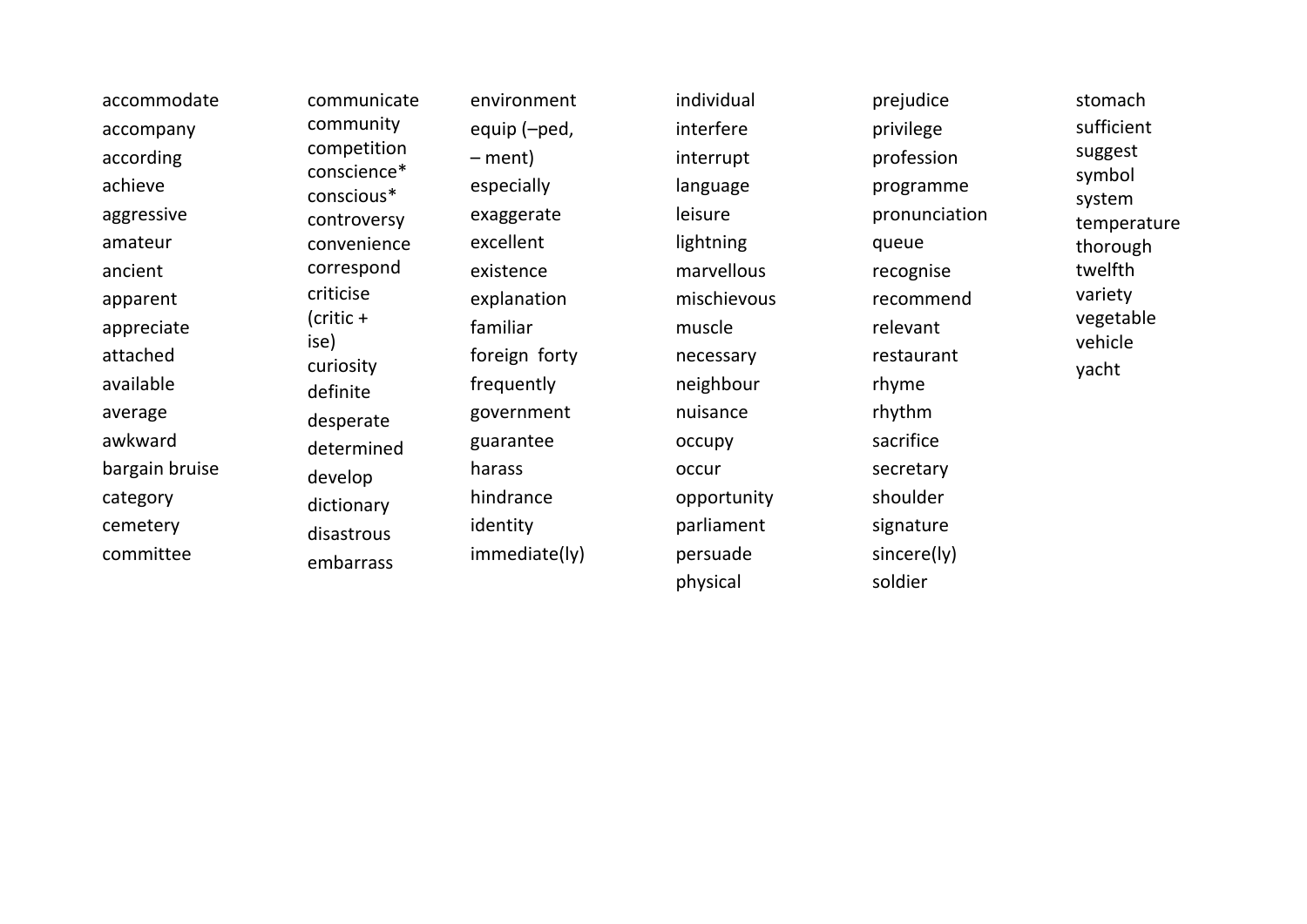accommodate
accompany
according
achieve
aggressive
amateur
ancient
apparent
appreciate
attached
available
average
awkward
bargain bruise
category
cemetery
committee

communicate
community
competition
conscience*
conscious*
controversy
convenience
correspond
criticise
(critic +
ise)
curiosity
definite
desperate
determined
develop
dictionary
disastrous
embarrass

environment
equip (–ped,
– ment)
especially
exaggerate
excellent
existence
explanation
familiar
foreign forty
frequently
government
guarantee
harass
hindrance
identity
immediate(ly)

individual
interfere
interrupt
language
leisure
lightning
marvellous
mischievous
muscle
necessary
neighbour
nuisance
occupy
occur
opportunity
parliament
persuade
physical

prejudice
privilege
profession
programme
pronunciation
queue
recognise
recommend
relevant
restaurant
rhyme
rhythm
sacrifice
secretary
shoulder
signature
sincere(ly)
soldier

stomach
sufficient
suggest
symbol
system
temperature
thorough
twelfth
variety
vegetable
vehicle
yacht